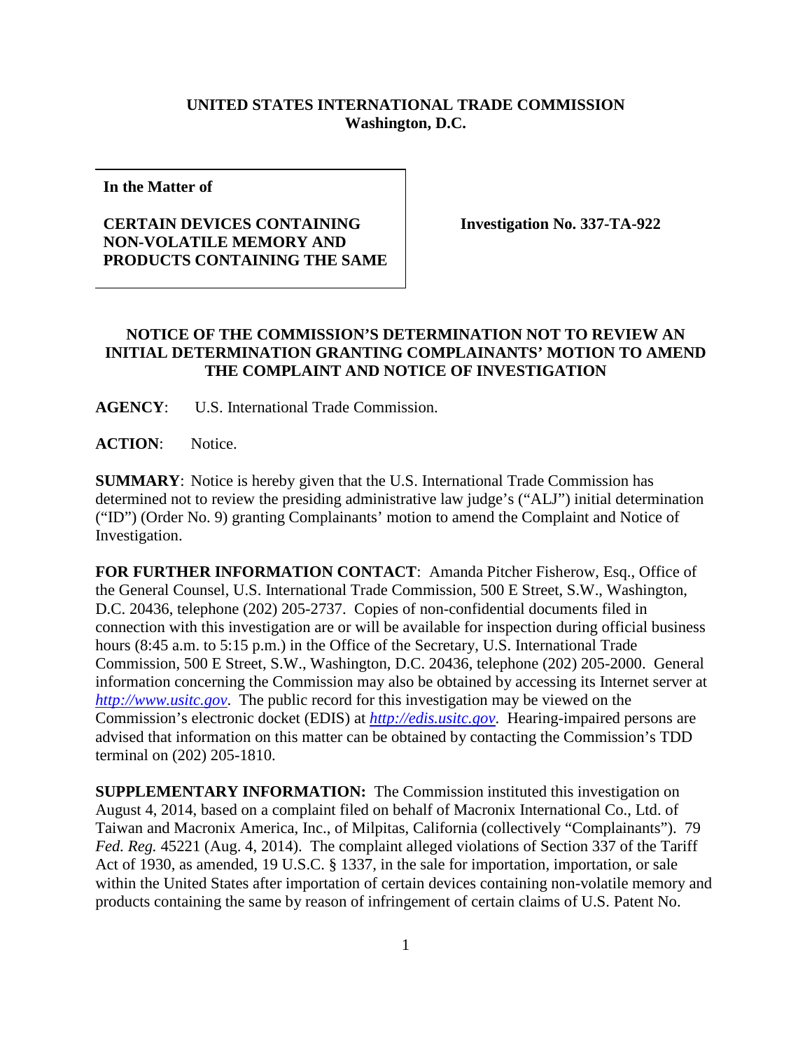**UNITED STATES INTERNATIONAL TRADE COMMISSION**
**Washington, D.C.**

| In the Matter of<br><br>**CERTAIN DEVICES CONTAINING NON-VOLATILE MEMORY AND PRODUCTS CONTAINING THE SAME** | **Investigation No. 337-TA-922** |
|---|---|

**NOTICE OF THE COMMISSION'S DETERMINATION NOT TO REVIEW AN INITIAL DETERMINATION GRANTING COMPLAINANTS' MOTION TO AMEND THE COMPLAINT AND NOTICE OF INVESTIGATION**

**AGENCY**: U.S. International Trade Commission.

**ACTION**: Notice.

**SUMMARY**: Notice is hereby given that the U.S. International Trade Commission has determined not to review the presiding administrative law judge's ("ALJ") initial determination ("ID") (Order No. 9) granting Complainants' motion to amend the Complaint and Notice of Investigation.

**FOR FURTHER INFORMATION CONTACT**: Amanda Pitcher Fisherow, Esq., Office of the General Counsel, U.S. International Trade Commission, 500 E Street, S.W., Washington, D.C. 20436, telephone (202) 205-2737. Copies of non-confidential documents filed in connection with this investigation are or will be available for inspection during official business hours (8:45 a.m. to 5:15 p.m.) in the Office of the Secretary, U.S. International Trade Commission, 500 E Street, S.W., Washington, D.C. 20436, telephone (202) 205-2000. General information concerning the Commission may also be obtained by accessing its Internet server at *http://www.usitc.gov*. The public record for this investigation may be viewed on the Commission's electronic docket (EDIS) at *http://edis.usitc.gov*. Hearing-impaired persons are advised that information on this matter can be obtained by contacting the Commission's TDD terminal on (202) 205-1810.

**SUPPLEMENTARY INFORMATION:** The Commission instituted this investigation on August 4, 2014, based on a complaint filed on behalf of Macronix International Co., Ltd. of Taiwan and Macronix America, Inc., of Milpitas, California (collectively "Complainants"). 79 *Fed. Reg.* 45221 (Aug. 4, 2014). The complaint alleged violations of Section 337 of the Tariff Act of 1930, as amended, 19 U.S.C. § 1337, in the sale for importation, importation, or sale within the United States after importation of certain devices containing non-volatile memory and products containing the same by reason of infringement of certain claims of U.S. Patent No.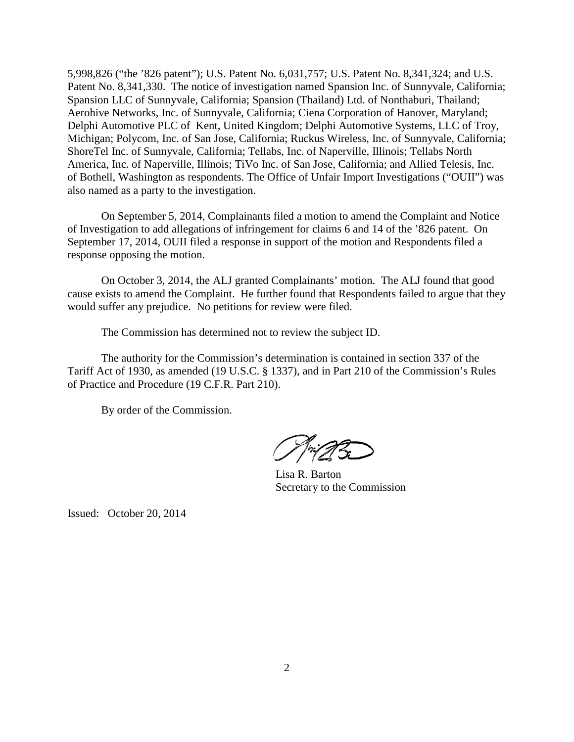5,998,826 ("the '826 patent"); U.S. Patent No. 6,031,757; U.S. Patent No. 8,341,324; and U.S. Patent No. 8,341,330. The notice of investigation named Spansion Inc. of Sunnyvale, California; Spansion LLC of Sunnyvale, California; Spansion (Thailand) Ltd. of Nonthaburi, Thailand; Aerohive Networks, Inc. of Sunnyvale, California; Ciena Corporation of Hanover, Maryland; Delphi Automotive PLC of Kent, United Kingdom; Delphi Automotive Systems, LLC of Troy, Michigan; Polycom, Inc. of San Jose, California; Ruckus Wireless, Inc. of Sunnyvale, California; ShoreTel Inc. of Sunnyvale, California; Tellabs, Inc. of Naperville, Illinois; Tellabs North America, Inc. of Naperville, Illinois; TiVo Inc. of San Jose, California; and Allied Telesis, Inc. of Bothell, Washington as respondents. The Office of Unfair Import Investigations ("OUII") was also named as a party to the investigation.

On September 5, 2014, Complainants filed a motion to amend the Complaint and Notice of Investigation to add allegations of infringement for claims 6 and 14 of the '826 patent. On September 17, 2014, OUII filed a response in support of the motion and Respondents filed a response opposing the motion.

On October 3, 2014, the ALJ granted Complainants' motion. The ALJ found that good cause exists to amend the Complaint. He further found that Respondents failed to argue that they would suffer any prejudice. No petitions for review were filed.

The Commission has determined not to review the subject ID.

The authority for the Commission's determination is contained in section 337 of the Tariff Act of 1930, as amended (19 U.S.C. § 1337), and in Part 210 of the Commission's Rules of Practice and Procedure (19 C.F.R. Part 210).

By order of the Commission.

Lisa R. Barton
Secretary to the Commission

Issued: October 20, 2014